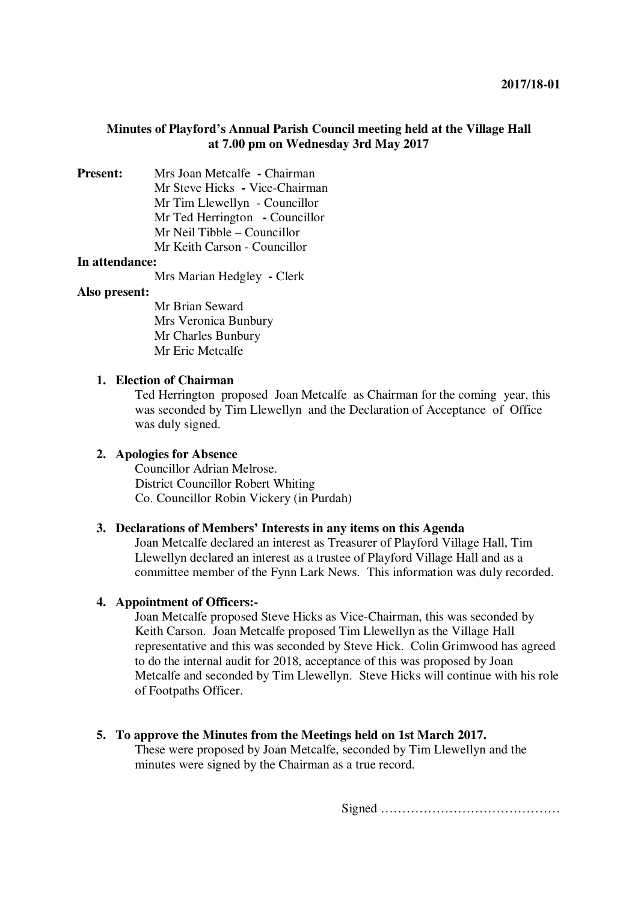**2017/18-01**

## Minutes of Playford's Annual Parish Council meeting held at the Village Hall at 7.00 pm on Wednesday 3rd May 2017

**Present:**
- Mrs Joan Metcalfe - Chairman
- Mr Steve Hicks - Vice-Chairman
- Mr Tim Llewellyn - Councillor
- Mr Ted Herrington - Councillor
- Mr Neil Tibble – Councillor
- Mr Keith Carson - Councillor

**In attendance:**
- Mrs Marian Hedgley - Clerk

**Also present:**
- Mr Brian Seward
- Mrs Veronica Bunbury
- Mr Charles Bunbury
- Mr Eric Metcalfe

1. **Election of Chairman**
   Ted Herrington proposed Joan Metcalfe as Chairman for the coming year, this was seconded by Tim Llewellyn and the Declaration of Acceptance of Office was duly signed.

2. **Apologies for Absence**
   Councillor Adrian Melrose.
   District Councillor Robert Whiting
   Co. Councillor Robin Vickery (in Purdah)

3. **Declarations of Members' Interests in any items on this Agenda**
   Joan Metcalfe declared an interest as Treasurer of Playford Village Hall, Tim Llewellyn declared an interest as a trustee of Playford Village Hall and as a committee member of the Fynn Lark News. This information was duly recorded.

4. **Appointment of Officers:-**
   Joan Metcalfe proposed Steve Hicks as Vice-Chairman, this was seconded by Keith Carson. Joan Metcalfe proposed Tim Llewellyn as the Village Hall representative and this was seconded by Steve Hick. Colin Grimwood has agreed to do the internal audit for 2018, acceptance of this was proposed by Joan Metcalfe and seconded by Tim Llewellyn. Steve Hicks will continue with his role of Footpaths Officer.

5. **To approve the Minutes from the Meetings held on 1st March 2017.**
   These were proposed by Joan Metcalfe, seconded by Tim Llewellyn and the minutes were signed by the Chairman as a true record.

Signed ……………………………………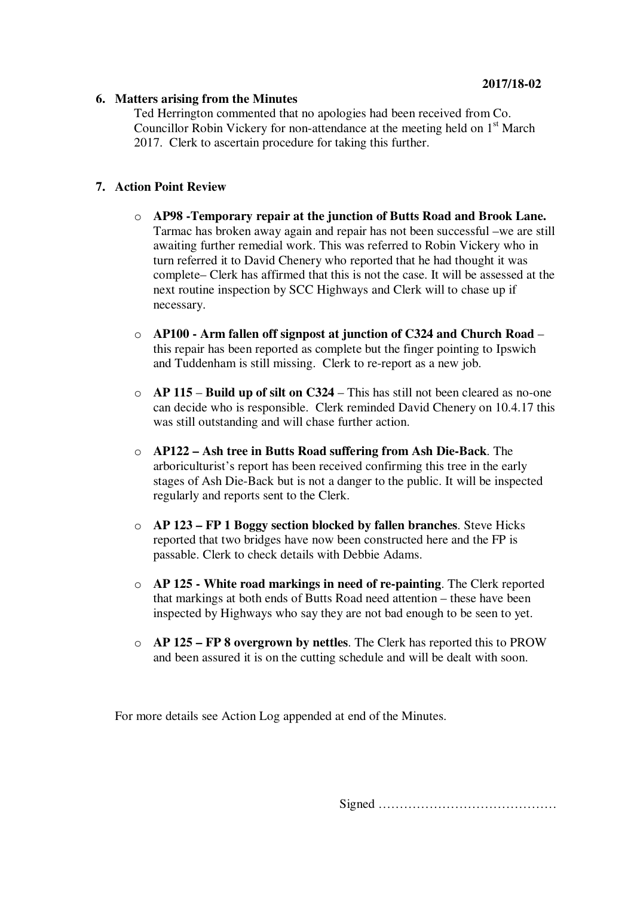2017/18-02

## 6. Matters arising from the Minutes

Ted Herrington commented that no apologies had been received from Co. Councillor Robin Vickery for non-attendance at the meeting held on 1st March 2017. Clerk to ascertain procedure for taking this further.

## 7. Action Point Review

- **AP98 -Temporary repair at the junction of Butts Road and Brook Lane.** Tarmac has broken away again and repair has not been successful –we are still awaiting further remedial work. This was referred to Robin Vickery who in turn referred it to David Chenery who reported that he had thought it was complete– Clerk has affirmed that this is not the case. It will be assessed at the next routine inspection by SCC Highways and Clerk will to chase up if necessary.
- **AP100 - Arm fallen off signpost at junction of C324 and Church Road** – this repair has been reported as complete but the finger pointing to Ipswich and Tuddenham is still missing. Clerk to re-report as a new job.
- **AP 115** – **Build up of silt on C324** – This has still not been cleared as no-one can decide who is responsible. Clerk reminded David Chenery on 10.4.17 this was still outstanding and will chase further action.
- **AP122 – Ash tree in Butts Road suffering from Ash Die-Back**. The arboriculturist's report has been received confirming this tree in the early stages of Ash Die-Back but is not a danger to the public. It will be inspected regularly and reports sent to the Clerk.
- **AP 123 – FP 1 Boggy section blocked by fallen branches**. Steve Hicks reported that two bridges have now been constructed here and the FP is passable. Clerk to check details with Debbie Adams.
- **AP 125 - White road markings in need of re-painting**. The Clerk reported that markings at both ends of Butts Road need attention – these have been inspected by Highways who say they are not bad enough to be seen to yet.
- **AP 125 – FP 8 overgrown by nettles**. The Clerk has reported this to PROW and been assured it is on the cutting schedule and will be dealt with soon.

For more details see Action Log appended at end of the Minutes.

Signed ……………………………………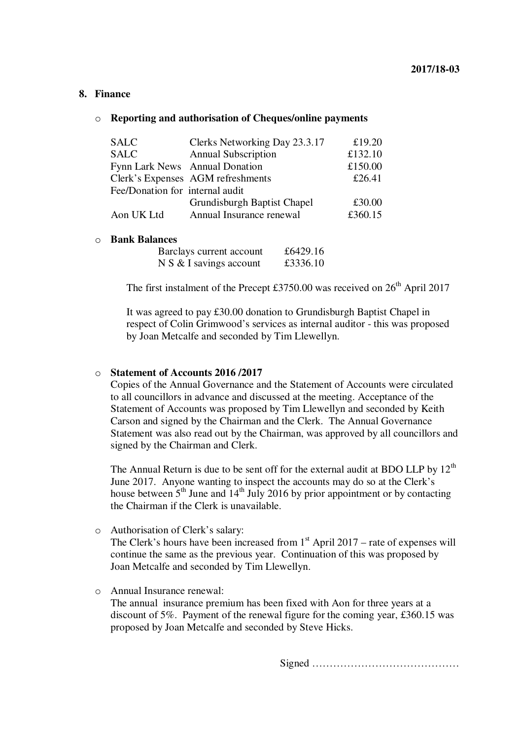**2017/18-03**

## 8. Finance

- **Reporting and authorisation of Cheques/online payments**

| | | |
|---|---|---|
| SALC | Clerks Networking Day 23.3.17 | £19.20 |
| SALC | Annual Subscription | £132.10 |
| Fynn Lark News | Annual Donation | £150.00 |
| Clerk's Expenses | AGM refreshments | £26.41 |
| Fee/Donation for internal audit | | |
| | Grundisburgh Baptist Chapel | £30.00 |
| Aon UK Ltd | Annual Insurance renewal | £360.15 |

- **Bank Balances**

| | |
|---|---|
| Barclays current account | £6429.16 |
| N S & I savings account | £3336.10 |

The first instalment of the Precept £3750.00 was received on 26th April 2017

It was agreed to pay £30.00 donation to Grundisburgh Baptist Chapel in respect of Colin Grimwood's services as internal auditor - this was proposed by Joan Metcalfe and seconded by Tim Llewellyn.

- **Statement of Accounts 2016 /2017**

  Copies of the Annual Governance and the Statement of Accounts were circulated to all councillors in advance and discussed at the meeting. Acceptance of the Statement of Accounts was proposed by Tim Llewellyn and seconded by Keith Carson and signed by the Chairman and the Clerk. The Annual Governance Statement was also read out by the Chairman, was approved by all councillors and signed by the Chairman and Clerk.

  The Annual Return is due to be sent off for the external audit at BDO LLP by 12th June 2017. Anyone wanting to inspect the accounts may do so at the Clerk's house between 5th June and 14th July 2016 by prior appointment or by contacting the Chairman if the Clerk is unavailable.

- Authorisation of Clerk's salary:
  The Clerk's hours have been increased from 1st April 2017 – rate of expenses will continue the same as the previous year. Continuation of this was proposed by Joan Metcalfe and seconded by Tim Llewellyn.

- Annual Insurance renewal:
  The annual insurance premium has been fixed with Aon for three years at a discount of 5%. Payment of the renewal figure for the coming year, £360.15 was proposed by Joan Metcalfe and seconded by Steve Hicks.

Signed ……………………………………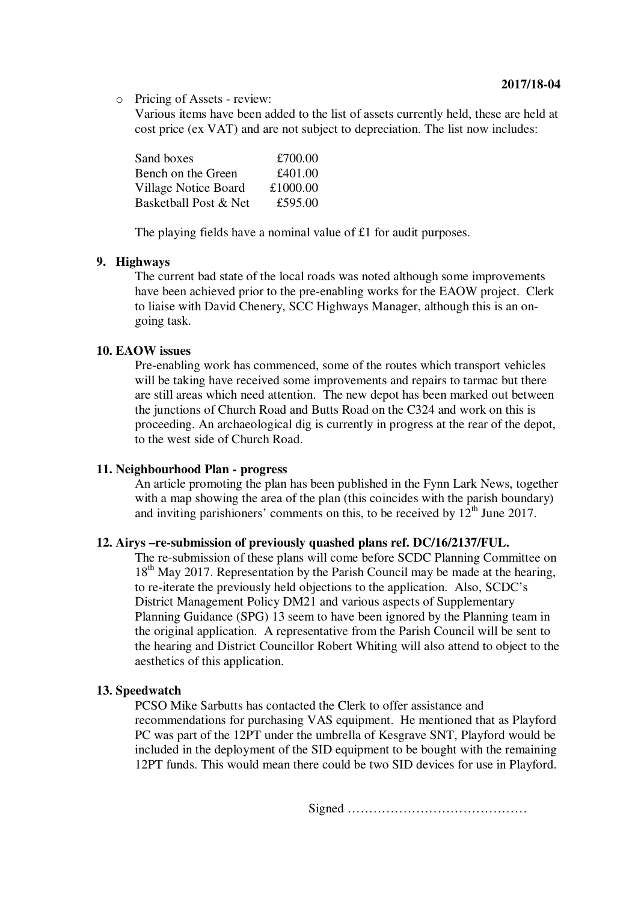**2017/18-04**

- Pricing of Assets - review:
  Various items have been added to the list of assets currently held, these are held at cost price (ex VAT) and are not subject to depreciation. The list now includes:

| | |
|---|---|
| Sand boxes | £700.00 |
| Bench on the Green | £401.00 |
| Village Notice Board | £1000.00 |
| Basketball Post & Net | £595.00 |

  The playing fields have a nominal value of £1 for audit purposes.

**9. Highways**

The current bad state of the local roads was noted although some improvements have been achieved prior to the pre-enabling works for the EAOW project. Clerk to liaise with David Chenery, SCC Highways Manager, although this is an on-going task.

**10. EAOW issues**

Pre-enabling work has commenced, some of the routes which transport vehicles will be taking have received some improvements and repairs to tarmac but there are still areas which need attention. The new depot has been marked out between the junctions of Church Road and Butts Road on the C324 and work on this is proceeding. An archaeological dig is currently in progress at the rear of the depot, to the west side of Church Road.

**11. Neighbourhood Plan - progress**

An article promoting the plan has been published in the Fynn Lark News, together with a map showing the area of the plan (this coincides with the parish boundary) and inviting parishioners' comments on this, to be received by 12th June 2017.

**12. Airys –re-submission of previously quashed plans ref. DC/16/2137/FUL.**

The re-submission of these plans will come before SCDC Planning Committee on 18th May 2017. Representation by the Parish Council may be made at the hearing, to re-iterate the previously held objections to the application. Also, SCDC's District Management Policy DM21 and various aspects of Supplementary Planning Guidance (SPG) 13 seem to have been ignored by the Planning team in the original application. A representative from the Parish Council will be sent to the hearing and District Councillor Robert Whiting will also attend to object to the aesthetics of this application.

**13. Speedwatch**

PCSO Mike Sarbutts has contacted the Clerk to offer assistance and recommendations for purchasing VAS equipment. He mentioned that as Playford PC was part of the 12PT under the umbrella of Kesgrave SNT, Playford would be included in the deployment of the SID equipment to be bought with the remaining 12PT funds. This would mean there could be two SID devices for use in Playford.

Signed ……………………………………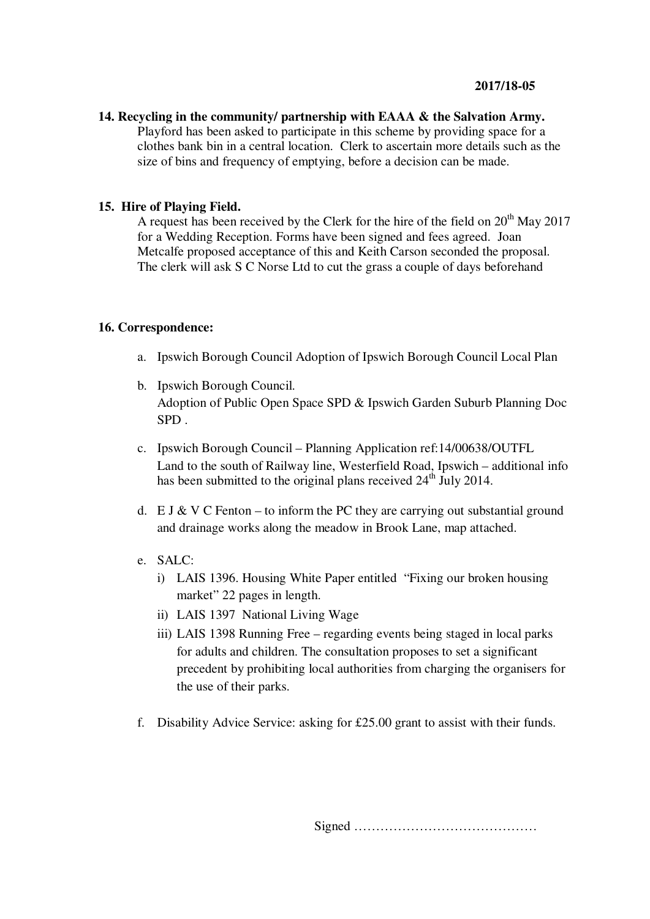**2017/18-05**

**14. Recycling in the community/ partnership with EAAA & the Salvation Army.**

Playford has been asked to participate in this scheme by providing space for a clothes bank bin in a central location. Clerk to ascertain more details such as the size of bins and frequency of emptying, before a decision can be made.

**15. Hire of Playing Field.**

A request has been received by the Clerk for the hire of the field on 20th May 2017 for a Wedding Reception. Forms have been signed and fees agreed. Joan Metcalfe proposed acceptance of this and Keith Carson seconded the proposal. The clerk will ask S C Norse Ltd to cut the grass a couple of days beforehand

**16. Correspondence:**

a. Ipswich Borough Council Adoption of Ipswich Borough Council Local Plan

b. Ipswich Borough Council.
   Adoption of Public Open Space SPD & Ipswich Garden Suburb Planning Doc SPD .

c. Ipswich Borough Council – Planning Application ref:14/00638/OUTFL
   Land to the south of Railway line, Westerfield Road, Ipswich – additional info has been submitted to the original plans received 24th July 2014.

d. E J & V C Fenton – to inform the PC they are carrying out substantial ground and drainage works along the meadow in Brook Lane, map attached.

e. SALC:
   i) LAIS 1396. Housing White Paper entitled "Fixing our broken housing market" 22 pages in length.
   ii) LAIS 1397 National Living Wage
   iii) LAIS 1398 Running Free – regarding events being staged in local parks for adults and children. The consultation proposes to set a significant precedent by prohibiting local authorities from charging the organisers for the use of their parks.

f. Disability Advice Service: asking for £25.00 grant to assist with their funds.

Signed ……………………………………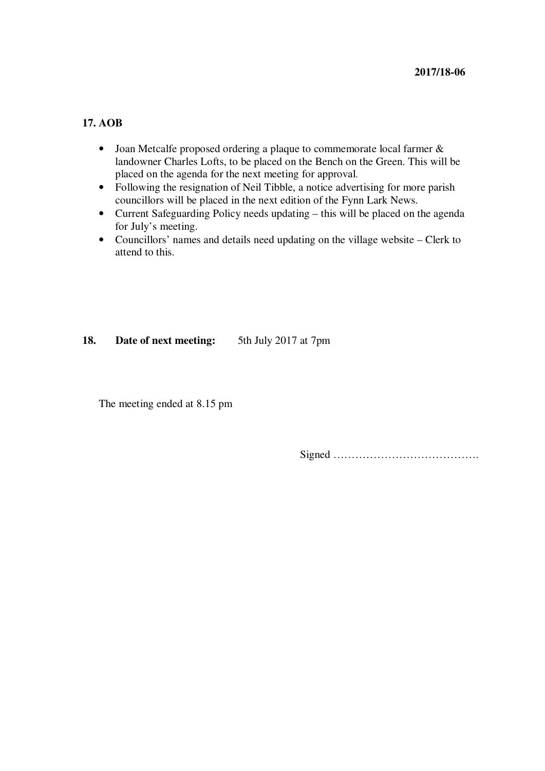2017/18-06

**17. AOB**

- Joan Metcalfe proposed ordering a plaque to commemorate local farmer & landowner Charles Lofts, to be placed on the Bench on the Green. This will be placed on the agenda for the next meeting for approval.
- Following the resignation of Neil Tibble, a notice advertising for more parish councillors will be placed in the next edition of the Fynn Lark News.
- Current Safeguarding Policy needs updating – this will be placed on the agenda for July's meeting.
- Councillors' names and details need updating on the village website – Clerk to attend to this.

**18. Date of next meeting:** 5th July 2017 at 7pm

The meeting ended at 8.15 pm

Signed ………………………………….